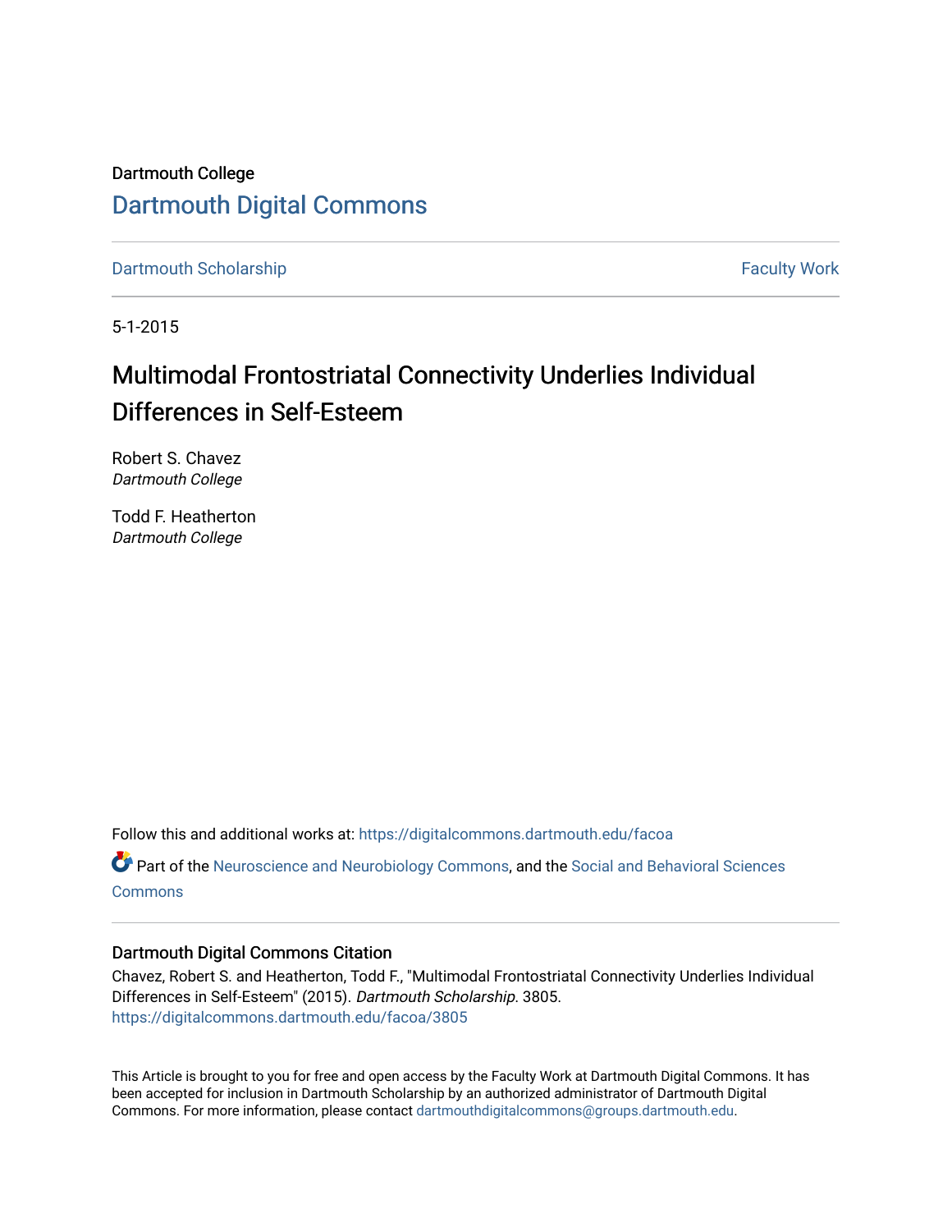Dartmouth College

# Dartmouth Digital Commons

Dartmouth Scholarship

Faculty Work

5-1-2015

# Multimodal Frontostriatal Connectivity Underlies Individual Differences in Self-Esteem

Robert S. Chavez
*Dartmouth College*

Todd F. Heatherton
*Dartmouth College*

Follow this and additional works at: https://digitalcommons.dartmouth.edu/facoa

Part of the Neuroscience and Neurobiology Commons, and the Social and Behavioral Sciences Commons

## Dartmouth Digital Commons Citation

Chavez, Robert S. and Heatherton, Todd F., "Multimodal Frontostriatal Connectivity Underlies Individual Differences in Self-Esteem" (2015). *Dartmouth Scholarship*. 3805.
https://digitalcommons.dartmouth.edu/facoa/3805

This Article is brought to you for free and open access by the Faculty Work at Dartmouth Digital Commons. It has been accepted for inclusion in Dartmouth Scholarship by an authorized administrator of Dartmouth Digital Commons. For more information, please contact dartmouthdigitalcommons@groups.dartmouth.edu.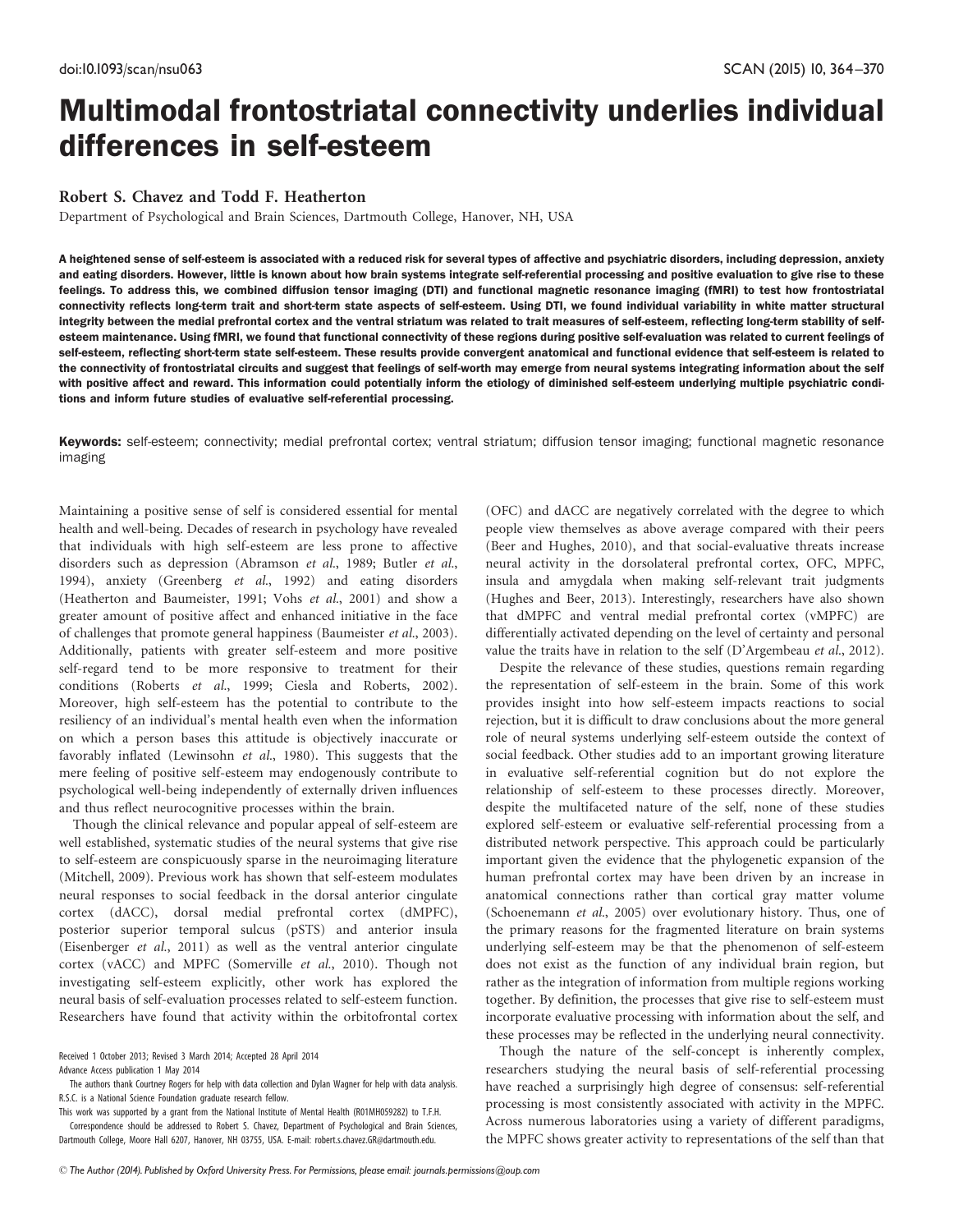# Multimodal frontostriatal connectivity underlies individual differences in self-esteem

**Robert S. Chavez and Todd F. Heatherton**

Department of Psychological and Brain Sciences, Dartmouth College, Hanover, NH, USA

**A heightened sense of self-esteem is associated with a reduced risk for several types of affective and psychiatric disorders, including depression, anxiety and eating disorders. However, little is known about how brain systems integrate self-referential processing and positive evaluation to give rise to these feelings. To address this, we combined diffusion tensor imaging (DTI) and functional magnetic resonance imaging (fMRI) to test how frontostriatal connectivity reflects long-term trait and short-term state aspects of self-esteem. Using DTI, we found individual variability in white matter structural integrity between the medial prefrontal cortex and the ventral striatum was related to trait measures of self-esteem, reflecting long-term stability of self-esteem maintenance. Using fMRI, we found that functional connectivity of these regions during positive self-evaluation was related to current feelings of self-esteem, reflecting short-term state self-esteem. These results provide convergent anatomical and functional evidence that self-esteem is related to the connectivity of frontostriatal circuits and suggest that feelings of self-worth may emerge from neural systems integrating information about the self with positive affect and reward. This information could potentially inform the etiology of diminished self-esteem underlying multiple psychiatric conditions and inform future studies of evaluative self-referential processing.**

**Keywords:** self-esteem; connectivity; medial prefrontal cortex; ventral striatum; diffusion tensor imaging; functional magnetic resonance imaging

Maintaining a positive sense of self is considered essential for mental health and well-being. Decades of research in psychology have revealed that individuals with high self-esteem are less prone to affective disorders such as depression (Abramson *et al.*, 1989; Butler *et al.*, 1994), anxiety (Greenberg *et al.*, 1992) and eating disorders (Heatherton and Baumeister, 1991; Vohs *et al.*, 2001) and show a greater amount of positive affect and enhanced initiative in the face of challenges that promote general happiness (Baumeister *et al.*, 2003). Additionally, patients with greater self-esteem and more positive self-regard tend to be more responsive to treatment for their conditions (Roberts *et al.*, 1999; Ciesla and Roberts, 2002). Moreover, high self-esteem has the potential to contribute to the resiliency of an individual's mental health even when the information on which a person bases this attitude is objectively inaccurate or favorably inflated (Lewinsohn *et al.*, 1980). This suggests that the mere feeling of positive self-esteem may endogenously contribute to psychological well-being independently of externally driven influences and thus reflect neurocognitive processes within the brain.

Though the clinical relevance and popular appeal of self-esteem are well established, systematic studies of the neural systems that give rise to self-esteem are conspicuously sparse in the neuroimaging literature (Mitchell, 2009). Previous work has shown that self-esteem modulates neural responses to social feedback in the dorsal anterior cingulate cortex (dACC), dorsal medial prefrontal cortex (dMPFC), posterior superior temporal sulcus (pSTS) and anterior insula (Eisenberger *et al.*, 2011) as well as the ventral anterior cingulate cortex (vACC) and MPFC (Somerville *et al.*, 2010). Though not investigating self-esteem explicitly, other work has explored the neural basis of self-evaluation processes related to self-esteem function. Researchers have found that activity within the orbitofrontal cortex (OFC) and dACC are negatively correlated with the degree to which people view themselves as above average compared with their peers (Beer and Hughes, 2010), and that social-evaluative threats increase neural activity in the dorsolateral prefrontal cortex, OFC, MPFC, insula and amygdala when making self-relevant trait judgments (Hughes and Beer, 2013). Interestingly, researchers have also shown that dMPFC and ventral medial prefrontal cortex (vMPFC) are differentially activated depending on the level of certainty and personal value the traits have in relation to the self (D'Argembeau *et al.*, 2012).

Despite the relevance of these studies, questions remain regarding the representation of self-esteem in the brain. Some of this work provides insight into how self-esteem impacts reactions to social rejection, but it is difficult to draw conclusions about the more general role of neural systems underlying self-esteem outside the context of social feedback. Other studies add to an important growing literature in evaluative self-referential cognition but do not explore the relationship of self-esteem to these processes directly. Moreover, despite the multifaceted nature of the self, none of these studies explored self-esteem or evaluative self-referential processing from a distributed network perspective. This approach could be particularly important given the evidence that the phylogenetic expansion of the human prefrontal cortex may have been driven by an increase in anatomical connections rather than cortical gray matter volume (Schoenemann *et al.*, 2005) over evolutionary history. Thus, one of the primary reasons for the fragmented literature on brain systems underlying self-esteem may be that the phenomenon of self-esteem does not exist as the function of any individual brain region, but rather as the integration of information from multiple regions working together. By definition, the processes that give rise to self-esteem must incorporate evaluative processing with information about the self, and these processes may be reflected in the underlying neural connectivity.

Though the nature of the self-concept is inherently complex, researchers studying the neural basis of self-referential processing have reached a surprisingly high degree of consensus: self-referential processing is most consistently associated with activity in the MPFC. Across numerous laboratories using a variety of different paradigms, the MPFC shows greater activity to representations of the self than that

Received 1 October 2013; Revised 3 March 2014; Accepted 28 April 2014

Advance Access publication 1 May 2014

The authors thank Courtney Rogers for help with data collection and Dylan Wagner for help with data analysis. R.S.C. is a National Science Foundation graduate research fellow.

This work was supported by a grant from the National Institute of Mental Health (R01MH059282) to T.F.H.

Correspondence should be addressed to Robert S. Chavez, Department of Psychological and Brain Sciences, Dartmouth College, Moore Hall 6207, Hanover, NH 03755, USA. E-mail: robert.s.chavez.GR@dartmouth.edu.

© The Author (2014). Published by Oxford University Press. For Permissions, please email: journals.permissions@oup.com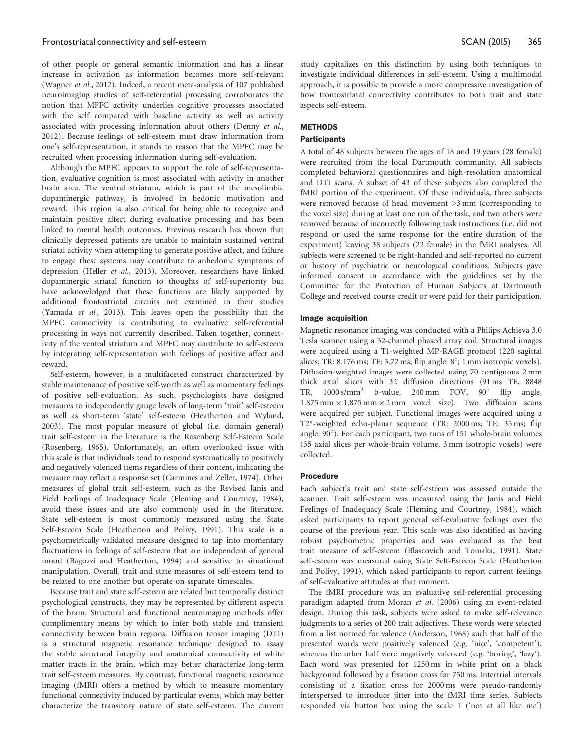of other people or general semantic information and has a linear increase in activation as information becomes more self-relevant (Wagner *et al.*, 2012). Indeed, a recent meta-analysis of 107 published neuroimaging studies of self-referential processing corroborates the notion that MPFC activity underlies cognitive processes associated with the self compared with baseline activity as well as activity associated with processing information about others (Denny *et al.*, 2012). Because feelings of self-esteem must draw information from one's self-representation, it stands to reason that the MPFC may be recruited when processing information during self-evaluation.

Although the MPFC appears to support the role of self-representation, evaluative cognition is most associated with activity in another brain area. The ventral striatum, which is part of the mesolimbic dopaminergic pathway, is involved in hedonic motivation and reward. This region is also critical for being able to recognize and maintain positive affect during evaluative processing and has been linked to mental health outcomes. Previous research has shown that clinically depressed patients are unable to maintain sustained ventral striatal activity when attempting to generate positive affect, and failure to engage these systems may contribute to anhedonic symptoms of depression (Heller *et al.*, 2013). Moreover, researchers have linked dopaminergic striatal function to thoughts of self-superiority but have acknowledged that these functions are likely supported by additional frontostriatal circuits not examined in their studies (Yamada *et al.*, 2013). This leaves open the possibility that the MPFC connectivity is contributing to evaluative self-referential processing in ways not currently described. Taken together, connectivity of the ventral striatum and MPFC may contribute to self-esteem by integrating self-representation with feelings of positive affect and reward.

Self-esteem, however, is a multifaceted construct characterized by stable maintenance of positive self-worth as well as momentary feelings of positive self-evaluation. As such, psychologists have designed measures to independently gauge levels of long-term 'trait' self-esteem as well as short-term 'state' self-esteem (Heatherton and Wyland, 2003). The most popular measure of global (i.e. domain general) trait self-esteem in the literature is the Rosenberg Self-Esteem Scale (Rosenberg, 1965). Unfortunately, an often overlooked issue with this scale is that individuals tend to respond systematically to positively and negatively valenced items regardless of their content, indicating the measure may reflect a response set (Carmines and Zeller, 1974). Other measures of global trait self-esteem, such as the Revised Janis and Field Feelings of Inadequacy Scale (Fleming and Courtney, 1984), avoid these issues and are also commonly used in the literature. State self-esteem is most commonly measured using the State Self-Esteem Scale (Heatherton and Polivy, 1991). This scale is a psychometrically validated measure designed to tap into momentary fluctuations in feelings of self-esteem that are independent of general mood (Bagozzi and Heatherton, 1994) and sensitive to situational manipulation. Overall, trait and state measures of self-esteem tend to be related to one another but operate on separate timescales.

Because trait and state self-esteem are related but temporally distinct psychological constructs, they may be represented by different aspects of the brain. Structural and functional neuroimaging methods offer complimentary means by which to infer both stable and transient connectivity between brain regions. Diffusion tensor imaging (DTI) is a structural magnetic resonance technique designed to assay the stable structural integrity and anatomical connectivity of white matter tracts in the brain, which may better characterize long-term trait self-esteem measures. By contrast, functional magnetic resonance imaging (fMRI) offers a method by which to measure momentary functional connectivity induced by particular events, which may better characterize the transitory nature of state self-esteem. The current study capitalizes on this distinction by using both techniques to investigate individual differences in self-esteem. Using a multimodal approach, it is possible to provide a more compressive investigation of how frontostriatal connectivity contributes to both trait and state aspects self-esteem.

## METHODS

### Participants

A total of 48 subjects between the ages of 18 and 19 years (28 female) were recruited from the local Dartmouth community. All subjects completed behavioral questionnaires and high-resolution anatomical and DTI scans. A subset of 43 of these subjects also completed the fMRI portion of the experiment. Of these individuals, three subjects were removed because of head movement >3 mm (corresponding to the voxel size) during at least one run of the task, and two others were removed because of incorrectly following task instructions (i.e. did not respond or used the same response for the entire duration of the experiment) leaving 38 subjects (22 female) in the fMRI analyses. All subjects were screened to be right-handed and self-reported no current or history of psychiatric or neurological conditions. Subjects gave informed consent in accordance with the guidelines set by the Committee for the Protection of Human Subjects at Dartmouth College and received course credit or were paid for their participation.

### Image acquisition

Magnetic resonance imaging was conducted with a Philips Achieva 3.0 Tesla scanner using a 32-channel phased array coil. Structural images were acquired using a T1-weighted MP-RAGE protocol (220 sagittal slices; TR: 8.176 ms; TE: 3.72 ms; flip angle: 8°; 1 mm isotropic voxels). Diffusion-weighted images were collected using 70 contiguous 2 mm thick axial slices with 32 diffusion directions (91 ms TE, 8848 TR, 1000 s/mm$^2$ b-value, 240 mm FOV, 90° flip angle, 1.875 mm × 1.875 mm × 2 mm voxel size). Two diffusion scans were acquired per subject. Functional images were acquired using a T2*-weighted echo-planar sequence (TR: 2000 ms; TE: 35 ms; flip angle: 90°). For each participant, two runs of 151 whole-brain volumes (35 axial slices per whole-brain volume, 3 mm isotropic voxels) were collected.

### Procedure

Each subject's trait and state self-esteem was assessed outside the scanner. Trait self-esteem was measured using the Janis and Field Feelings of Inadequacy Scale (Fleming and Courtney, 1984), which asked participants to report general self-evaluative feelings over the course of the previous year. This scale was also identified as having robust psychometric properties and was evaluated as the best trait measure of self-esteem (Blascovich and Tomaka, 1991). State self-esteem was measured using State Self-Esteem Scale (Heatherton and Polivy, 1991), which asked participants to report current feelings of self-evaluative attitudes at that moment.

The fMRI procedure was an evaluative self-referential processing paradigm adapted from Moran *et al.* (2006) using an event-related design. During this task, subjects were asked to make self-relevance judgments to a series of 200 trait adjectives. These words were selected from a list normed for valence (Anderson, 1968) such that half of the presented words were positively valenced (e.g. 'nice', 'competent'), whereas the other half were negatively valenced (e.g. 'boring', 'lazy'). Each word was presented for 1250 ms in white print on a black background followed by a fixation cross for 750 ms. Intertrial intervals consisting of a fixation cross for 2000 ms were pseudo-randomly interspersed to introduce jitter into the fMRI time series. Subjects responded via button box using the scale 1 ('not at all like me')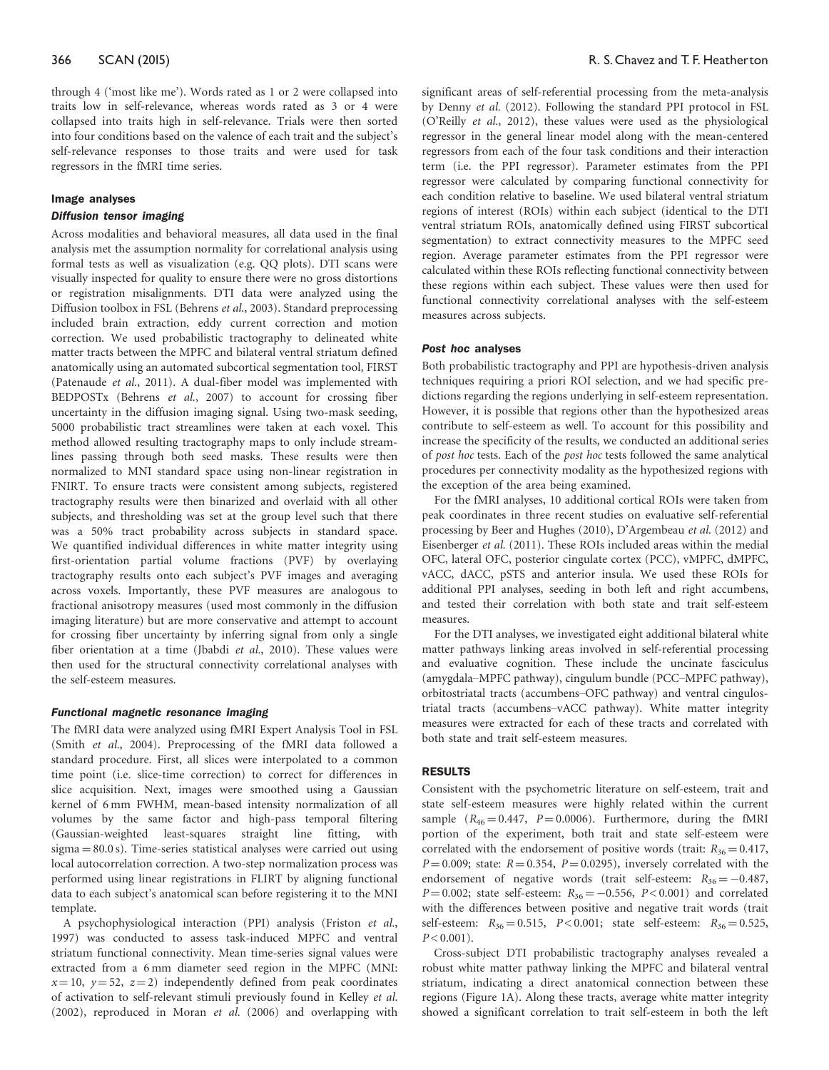through 4 ('most like me'). Words rated as 1 or 2 were collapsed into traits low in self-relevance, whereas words rated as 3 or 4 were collapsed into traits high in self-relevance. Trials were then sorted into four conditions based on the valence of each trait and the subject's self-relevance responses to those traits and were used for task regressors in the fMRI time series.

### Image analyses

#### *Diffusion tensor imaging*

Across modalities and behavioral measures, all data used in the final analysis met the assumption normality for correlational analysis using formal tests as well as visualization (e.g. QQ plots). DTI scans were visually inspected for quality to ensure there were no gross distortions or registration misalignments. DTI data were analyzed using the Diffusion toolbox in FSL (Behrens *et al.*, 2003). Standard preprocessing included brain extraction, eddy current correction and motion correction. We used probabilistic tractography to delineated white matter tracts between the MPFC and bilateral ventral striatum defined anatomically using an automated subcortical segmentation tool, FIRST (Patenaude *et al.*, 2011). A dual-fiber model was implemented with BEDPOSTx (Behrens *et al.*, 2007) to account for crossing fiber uncertainty in the diffusion imaging signal. Using two-mask seeding, 5000 probabilistic tract streamlines were taken at each voxel. This method allowed resulting tractography maps to only include streamlines passing through both seed masks. These results were then normalized to MNI standard space using non-linear registration in FNIRT. To ensure tracts were consistent among subjects, registered tractography results were then binarized and overlaid with all other subjects, and thresholding was set at the group level such that there was a 50% tract probability across subjects in standard space. We quantified individual differences in white matter integrity using first-orientation partial volume fractions (PVF) by overlaying tractography results onto each subject's PVF images and averaging across voxels. Importantly, these PVF measures are analogous to fractional anisotropy measures (used most commonly in the diffusion imaging literature) but are more conservative and attempt to account for crossing fiber uncertainty by inferring signal from only a single fiber orientation at a time (Jbabdi *et al.*, 2010). These values were then used for the structural connectivity correlational analyses with the self-esteem measures.

#### *Functional magnetic resonance imaging*

The fMRI data were analyzed using fMRI Expert Analysis Tool in FSL (Smith *et al.*, 2004). Preprocessing of the fMRI data followed a standard procedure. First, all slices were interpolated to a common time point (i.e. slice-time correction) to correct for differences in slice acquisition. Next, images were smoothed using a Gaussian kernel of 6 mm FWHM, mean-based intensity normalization of all volumes by the same factor and high-pass temporal filtering (Gaussian-weighted least-squares straight line fitting, with sigma = 80.0 s). Time-series statistical analyses were carried out using local autocorrelation correction. A two-step normalization process was performed using linear registrations in FLIRT by aligning functional data to each subject's anatomical scan before registering it to the MNI template.

A psychophysiological interaction (PPI) analysis (Friston *et al.*, 1997) was conducted to assess task-induced MPFC and ventral striatum functional connectivity. Mean time-series signal values were extracted from a 6 mm diameter seed region in the MPFC (MNI: $x = 10$, $y = 52$, $z = 2$) independently defined from peak coordinates of activation to self-relevant stimuli previously found in Kelley *et al.* (2002), reproduced in Moran *et al.* (2006) and overlapping with significant areas of self-referential processing from the meta-analysis by Denny *et al.* (2012). Following the standard PPI protocol in FSL (O'Reilly *et al.*, 2012), these values were used as the physiological regressor in the general linear model along with the mean-centered regressors from each of the four task conditions and their interaction term (i.e. the PPI regressor). Parameter estimates from the PPI regressor were calculated by comparing functional connectivity for each condition relative to baseline. We used bilateral ventral striatum regions of interest (ROIs) within each subject (identical to the DTI ventral striatum ROIs, anatomically defined using FIRST subcortical segmentation) to extract connectivity measures to the MPFC seed region. Average parameter estimates from the PPI regressor were calculated within these ROIs reflecting functional connectivity between these regions within each subject. These values were then used for functional connectivity correlational analyses with the self-esteem measures across subjects.

#### *Post hoc analyses*

Both probabilistic tractography and PPI are hypothesis-driven analysis techniques requiring a priori ROI selection, and we had specific predictions regarding the regions underlying in self-esteem representation. However, it is possible that regions other than the hypothesized areas contribute to self-esteem as well. To account for this possibility and increase the specificity of the results, we conducted an additional series of *post hoc* tests. Each of the *post hoc* tests followed the same analytical procedures per connectivity modality as the hypothesized regions with the exception of the area being examined.

For the fMRI analyses, 10 additional cortical ROIs were taken from peak coordinates in three recent studies on evaluative self-referential processing by Beer and Hughes (2010), D'Argembeau *et al.* (2012) and Eisenberger *et al.* (2011). These ROIs included areas within the medial OFC, lateral OFC, posterior cingulate cortex (PCC), vMPFC, dMPFC, vACC, dACC, pSTS and anterior insula. We used these ROIs for additional PPI analyses, seeding in both left and right accumbens, and tested their correlation with both state and trait self-esteem measures.

For the DTI analyses, we investigated eight additional bilateral white matter pathways linking areas involved in self-referential processing and evaluative cognition. These include the uncinate fasciculus (amygdala–MPFC pathway), cingulum bundle (PCC–MPFC pathway), orbitostriatal tracts (accumbens–OFC pathway) and ventral cingulostriatal tracts (accumbens–vACC pathway). White matter integrity measures were extracted for each of these tracts and correlated with both state and trait self-esteem measures.

## RESULTS

Consistent with the psychometric literature on self-esteem, trait and state self-esteem measures were highly related within the current sample ($R_{46} = 0.447$, $P = 0.0006$). Furthermore, during the fMRI portion of the experiment, both trait and state self-esteem were correlated with the endorsement of positive words (trait: $R_{36} = 0.417$, $P = 0.009$; state: $R = 0.354$, $P = 0.0295$), inversely correlated with the endorsement of negative words (trait self-esteem: $R_{36} = -0.487$, $P = 0.002$; state self-esteem: $R_{36} = -0.556$, $P < 0.001$) and correlated with the differences between positive and negative trait words (trait self-esteem: $R_{36} = 0.515$, $P < 0.001$; state self-esteem: $R_{36} = 0.525$, $P < 0.001$).

Cross-subject DTI probabilistic tractography analyses revealed a robust white matter pathway linking the MPFC and bilateral ventral striatum, indicating a direct anatomical connection between these regions (Figure 1A). Along these tracts, average white matter integrity showed a significant correlation to trait self-esteem in both the left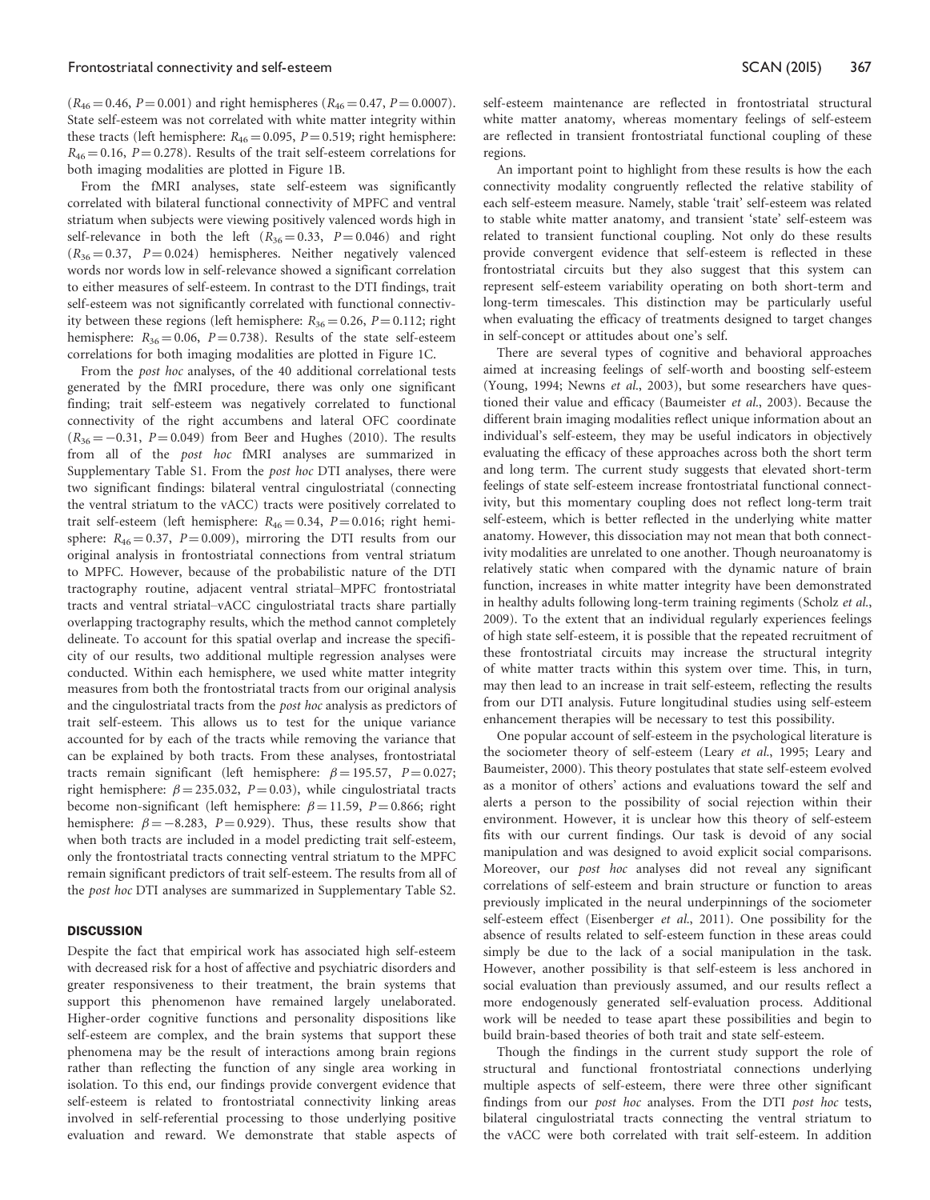($R_{46} = 0.46$, $P = 0.001$) and right hemispheres ($R_{46} = 0.47$, $P = 0.0007$). State self-esteem was not correlated with white matter integrity within these tracts (left hemisphere: $R_{46} = 0.095$, $P = 0.519$; right hemisphere: $R_{46} = 0.16$, $P = 0.278$). Results of the trait self-esteem correlations for both imaging modalities are plotted in Figure 1B.

From the fMRI analyses, state self-esteem was significantly correlated with bilateral functional connectivity of MPFC and ventral striatum when subjects were viewing positively valenced words high in self-relevance in both the left ($R_{36} = 0.33$, $P = 0.046$) and right ($R_{36} = 0.37$, $P = 0.024$) hemispheres. Neither negatively valenced words nor words low in self-relevance showed a significant correlation to either measures of self-esteem. In contrast to the DTI findings, trait self-esteem was not significantly correlated with functional connectivity between these regions (left hemisphere: $R_{36} = 0.26$, $P = 0.112$; right hemisphere: $R_{36} = 0.06$, $P = 0.738$). Results of the state self-esteem correlations for both imaging modalities are plotted in Figure 1C.

From the *post hoc* analyses, of the 40 additional correlational tests generated by the fMRI procedure, there was only one significant finding; trait self-esteem was negatively correlated to functional connectivity of the right accumbens and lateral OFC coordinate ($R_{36} = -0.31$, $P = 0.049$) from Beer and Hughes (2010). The results from all of the *post hoc* fMRI analyses are summarized in Supplementary Table S1. From the *post hoc* DTI analyses, there were two significant findings: bilateral ventral cingulostriatal (connecting the ventral striatum to the vACC) tracts were positively correlated to trait self-esteem (left hemisphere: $R_{46} = 0.34$, $P = 0.016$; right hemisphere: $R_{46} = 0.37$, $P = 0.009$), mirroring the DTI results from our original analysis in frontostriatal connections from ventral striatum to MPFC. However, because of the probabilistic nature of the DTI tractography routine, adjacent ventral striatial–MPFC frontostriatal tracts and ventral striatal–vACC cingulostriatal tracts share partially overlapping tractography results, which the method cannot completely delineate. To account for this spatial overlap and increase the specificity of our results, two additional multiple regression analyses were conducted. Within each hemisphere, we used white matter integrity measures from both the frontostriatal tracts from our original analysis and the cingulostriatal tracts from the *post hoc* analysis as predictors of trait self-esteem. This allows us to test for the unique variance accounted for by each of the tracts while removing the variance that can be explained by both tracts. From these analyses, frontostriatal tracts remain significant (left hemisphere: $\beta = 195.57$, $P = 0.027$; right hemisphere: $\beta = 235.032$, $P = 0.03$), while cingulostriatal tracts become non-significant (left hemisphere: $\beta = 11.59$, $P = 0.866$; right hemisphere: $\beta = -8.283$, $P = 0.929$). Thus, these results show that when both tracts are included in a model predicting trait self-esteem, only the frontostriatal tracts connecting ventral striatum to the MPFC remain significant predictors of trait self-esteem. The results from all of the *post hoc* DTI analyses are summarized in Supplementary Table S2.

## DISCUSSION

Despite the fact that empirical work has associated high self-esteem with decreased risk for a host of affective and psychiatric disorders and greater responsiveness to their treatment, the brain systems that support this phenomenon have remained largely unelaborated. Higher-order cognitive functions and personality dispositions like self-esteem are complex, and the brain systems that support these phenomena may be the result of interactions among brain regions rather than reflecting the function of any single area working in isolation. To this end, our findings provide convergent evidence that self-esteem is related to frontostriatal connectivity linking areas involved in self-referential processing to those underlying positive evaluation and reward. We demonstrate that stable aspects of self-esteem maintenance are reflected in frontostriatal structural white matter anatomy, whereas momentary feelings of self-esteem are reflected in transient frontostriatal functional coupling of these regions.

An important point to highlight from these results is how the each connectivity modality congruently reflected the relative stability of each self-esteem measure. Namely, stable 'trait' self-esteem was related to stable white matter anatomy, and transient 'state' self-esteem was related to transient functional coupling. Not only do these results provide convergent evidence that self-esteem is reflected in these frontostriatal circuits but they also suggest that this system can represent self-esteem variability operating on both short-term and long-term timescales. This distinction may be particularly useful when evaluating the efficacy of treatments designed to target changes in self-concept or attitudes about one's self.

There are several types of cognitive and behavioral approaches aimed at increasing feelings of self-worth and boosting self-esteem (Young, 1994; Newns *et al.*, 2003), but some researchers have questioned their value and efficacy (Baumeister *et al.*, 2003). Because the different brain imaging modalities reflect unique information about an individual's self-esteem, they may be useful indicators in objectively evaluating the efficacy of these approaches across both the short term and long term. The current study suggests that elevated short-term feelings of state self-esteem increase frontostriatal functional connectivity, but this momentary coupling does not reflect long-term trait self-esteem, which is better reflected in the underlying white matter anatomy. However, this dissociation may not mean that both connectivity modalities are unrelated to one another. Though neuroanatomy is relatively static when compared with the dynamic nature of brain function, increases in white matter integrity have been demonstrated in healthy adults following long-term training regiments (Scholz *et al.*, 2009). To the extent that an individual regularly experiences feelings of high state self-esteem, it is possible that the repeated recruitment of these frontostriatal circuits may increase the structural integrity of white matter tracts within this system over time. This, in turn, may then lead to an increase in trait self-esteem, reflecting the results from our DTI analysis. Future longitudinal studies using self-esteem enhancement therapies will be necessary to test this possibility.

One popular account of self-esteem in the psychological literature is the sociometer theory of self-esteem (Leary *et al.*, 1995; Leary and Baumeister, 2000). This theory postulates that state self-esteem evolved as a monitor of others' actions and evaluations toward the self and alerts a person to the possibility of social rejection within their environment. However, it is unclear how this theory of self-esteem fits with our current findings. Our task is devoid of any social manipulation and was designed to avoid explicit social comparisons. Moreover, our *post hoc* analyses did not reveal any significant correlations of self-esteem and brain structure or function to areas previously implicated in the neural underpinnings of the sociometer self-esteem effect (Eisenberger *et al.*, 2011). One possibility for the absence of results related to self-esteem function in these areas could simply be due to the lack of a social manipulation in the task. However, another possibility is that self-esteem is less anchored in social evaluation than previously assumed, and our results reflect a more endogenously generated self-evaluation process. Additional work will be needed to tease apart these possibilities and begin to build brain-based theories of both trait and state self-esteem.

Though the findings in the current study support the role of structural and functional frontostriatal connections underlying multiple aspects of self-esteem, there were three other significant findings from our *post hoc* analyses. From the DTI *post hoc* tests, bilateral cingulostriatal tracts connecting the ventral striatum to the vACC were both correlated with trait self-esteem. In addition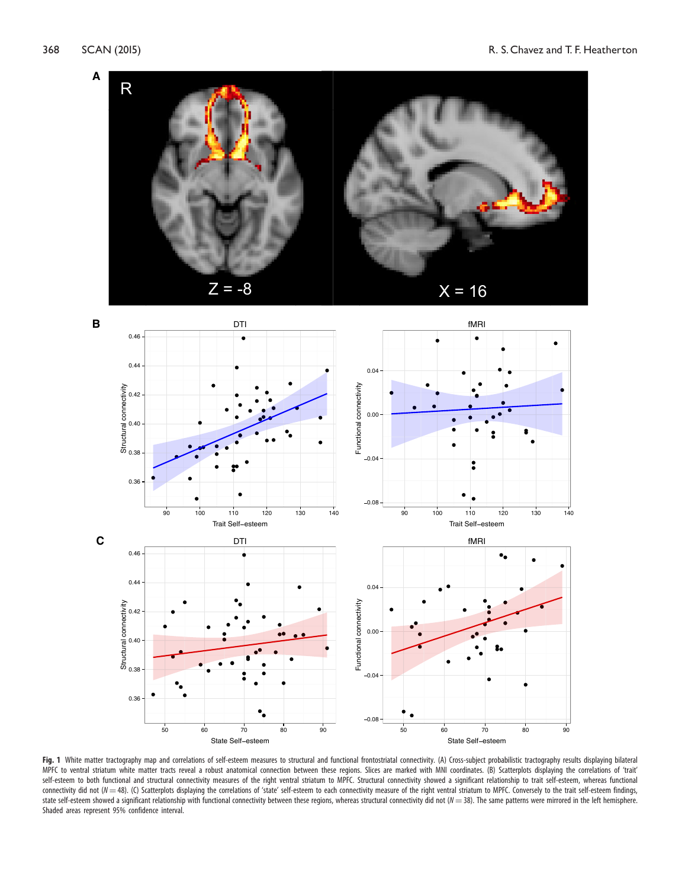A

R

Z = -8

X = 16

B

DTI

0.46
0.44
0.42
0.40
0.38
0.36

Structural connectivity

90 100 110 120 130 140

Trait Self–esteem

fMRI

0.04
0.00
−0.04
−0.08

Functional connectivity

90 100 110 120 130 140

Trait Self–esteem

C

DTI

0.46
0.44
0.42
0.40
0.38
0.36

Structural connectivity

50 60 70 80 90

State Self–esteem

fMRI

0.04
0.00
−0.04
−0.08

Functional connectivity

50 60 70 80 90

State Self–esteem

**Fig. 1** White matter tractography map and correlations of self-esteem measures to structural and functional frontostriatal connectivity. (A) Cross-subject probabilistic tractography results displaying bilateral MPFC to ventral striatum white matter tracts reveal a robust anatomical connection between these regions. Slices are marked with MNI coordinates. (B) Scatterplots displaying the correlations of 'trait' self-esteem to both functional and structural connectivity measures of the right ventral striatum to MPFC. Structural connectivity showed a significant relationship to trait self-esteem, whereas functional connectivity did not ($N = 48$). (C) Scatterplots displaying the correlations of 'state' self-esteem to each connectivity measure of the right ventral striatum to MPFC. Conversely to the trait self-esteem findings, state self-esteem showed a significant relationship with functional connectivity between these regions, whereas structural connectivity did not ($N = 38$). The same patterns were mirrored in the left hemisphere. Shaded areas represent 95% confidence interval.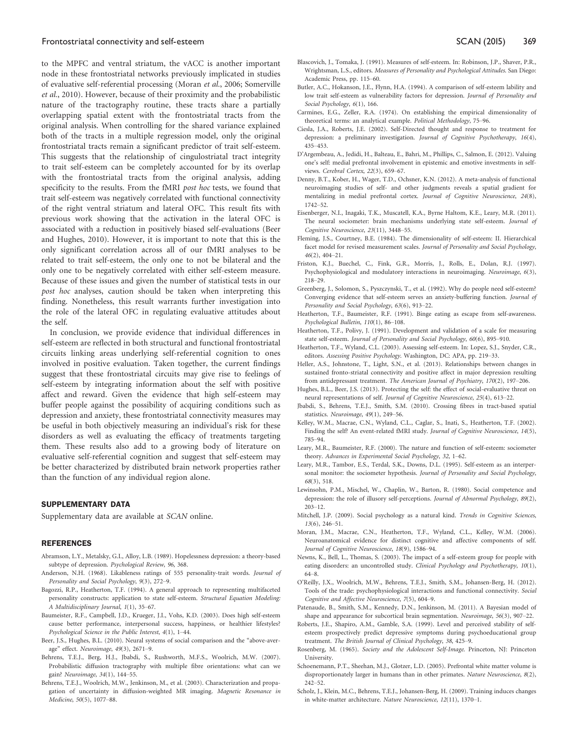to the MPFC and ventral striatum, the vACC is another important node in these frontostriatal networks previously implicated in studies of evaluative self-referential processing (Moran *et al.*, 2006; Somerville *et al.*, 2010). However, because of their proximity and the probabilistic nature of the tractography routine, these tracts share a partially overlapping spatial extent with the frontostriatal tracts from the original analysis. When controlling for the shared variance explained both of the tracts in a multiple regression model, only the original frontostriatal tracts remain a significant predictor of trait self-esteem. This suggests that the relationship of cingulostriatal tract integrity to trait self-esteem can be completely accounted for by its overlap with the frontostriatal tracts from the original analysis, adding specificity to the results. From the fMRI *post hoc* tests, we found that trait self-esteem was negatively correlated with functional connectivity of the right ventral striatum and lateral OFC. This result fits with previous work showing that the activation in the lateral OFC is associated with a reduction in positively biased self-evaluations (Beer and Hughes, 2010). However, it is important to note that this is the only significant correlation across all of our fMRI analyses to be related to trait self-esteem, the only one to not be bilateral and the only one to be negatively correlated with either self-esteem measure. Because of these issues and given the number of statistical tests in our *post hoc* analyses, caution should be taken when interpreting this finding. Nonetheless, this result warrants further investigation into the role of the lateral OFC in regulating evaluative attitudes about the self.

In conclusion, we provide evidence that individual differences in self-esteem are reflected in both structural and functional frontostriatal circuits linking areas underlying self-referential cognition to ones involved in positive evaluation. Taken together, the current findings suggest that these frontostriatal circuits may give rise to feelings of self-esteem by integrating information about the self with positive affect and reward. Given the evidence that high self-esteem may buffer people against the possibility of acquiring conditions such as depression and anxiety, these frontostriatal connectivity measures may be useful in both objectively measuring an individual's risk for these disorders as well as evaluating the efficacy of treatments targeting them. These results also add to a growing body of literature on evaluative self-referential cognition and suggest that self-esteem may be better characterized by distributed brain network properties rather than the function of any individual region alone.

## SUPPLEMENTARY DATA

Supplementary data are available at *SCAN* online.

## REFERENCES

Abramson, L.Y., Metalsky, G.I., Alloy, L.B. (1989). Hopelessness depression: a theory-based subtype of depression. *Psychological Review*, *96*, 368.

Anderson, N.H. (1968). Likableness ratings of 555 personality-trait words. *Journal of Personality and Social Psychology*, *9*(3), 272–9.

Bagozzi, R.P., Heatherton, T.F. (1994). A general approach to representing multifaceted personality constructs: application to state self-esteem. *Structural Equation Modeling: A Multidisciplinary Journal*, *1*(1), 35–67.

Baumeister, R.F., Campbell, J.D., Krueger, J.I., Vohs, K.D. (2003). Does high self-esteem cause better performance, interpersonal success, happiness, or healthier lifestyles? *Psychological Science in the Public Interest*, *4*(1), 1–44.

Beer, J.S., Hughes, B.L. (2010). Neural systems of social comparison and the "above-average" effect. *Neuroimage*, *49*(3), 2671–9.

Behrens, T.E.J., Berg, H.J., Jbabdi, S., Rushworth, M.F.S., Woolrich, M.W. (2007). Probabilistic diffusion tractography with multiple fibre orientations: what can we gain? *Neuroimage*, *34*(1), 144–55.

Behrens, T.E.J., Woolrich, M.W., Jenkinson, M., et al. (2003). Characterization and propagation of uncertainty in diffusion-weighted MR imaging. *Magnetic Resonance in Medicine*, *50*(5), 1077–88.

Blascovich, J., Tomaka, J. (1991). Measures of self-esteem. In: Robinson, J.P., Shaver, P.R., Wrightsman, L.S., editors. *Measures of Personality and Psychological Attitudes*. San Diego: Academic Press, pp. 115–60.

Butler, A.C., Hokanson, J.E., Flynn, H.A. (1994). A comparison of self-esteem lability and low trait self-esteem as vulnerability factors for depression. *Journal of Personality and Social Psychology*, *6*(1), 166.

Carmines, E.G., Zeller, R.A. (1974). On establishing the empirical dimensionality of theoretical terms: an analytical example. *Political Methodology*, 75–96.

Ciesla, J.A., Roberts, J.E. (2002). Self-Directed thought and response to treatment for depression: a preliminary investigation. *Journal of Cognitive Psychotherapy*, *16*(4), 435–453.

D'Argembeau, A., Jedidi, H., Balteau, E., Bahri, M., Phillips, C., Salmon, E. (2012). Valuing one's self: medial prefrontal involvement in epistemic and emotive investments in self-views. *Cerebral Cortex*, *22*(3), 659–67.

Denny, B.T., Kober, H., Wager, T.D., Ochsner, K.N. (2012). A meta-analysis of functional neuroimaging studies of self- and other judgments reveals a spatial gradient for mentalizing in medial prefrontal cortex. *Journal of Cognitive Neuroscience*, *24*(8), 1742–52.

Eisenberger, N.I., Inagaki, T.K., Muscatell, K.A., Byrne Haltom, K.E., Leary, M.R. (2011). The neural sociometer: brain mechanisms underlying state self-esteem. *Journal of Cognitive Neuroscience*, *23*(11), 3448–55.

Fleming, J.S., Courtney, B.E. (1984). The dimensionality of self-esteem: II. Hierarchical facet model for revised measurement scales. *Journal of Personality and Social Psychology*, *46*(2), 404–21.

Friston, K.J., Buechel, C., Fink, G.R., Morris, J., Rolls, E., Dolan, R.J. (1997). Psychophysiological and modulatory interactions in neuroimaging. *Neuroimage*, *6*(3), 218–29.

Greenberg, J., Solomon, S., Pyszczynski, T., et al. (1992). Why do people need self-esteem? Converging evidence that self-esteem serves an anxiety-buffering function. *Journal of Personality and Social Psychology*, *63*(6), 913–22.

Heatherton, T.F., Baumeister, R.F. (1991). Binge eating as escape from self-awareness. *Psychological Bulletin*, *110*(1), 86–108.

Heatherton, T.F., Polivy, J. (1991). Development and validation of a scale for measuring state self-esteem. *Journal of Personality and Social Psychology*, *60*(6), 895–910.

Heatherton, T.F., Wyland, C.L. (2003). Assessing self-esteem. In: Lopez, S.J., Snyder, C.R., editors. *Assessing Positive Psychology*. Washington, DC: APA, pp. 219–33.

Heller, A.S., Johnstone, T., Light, S.N., et al. (2013). Relationships between changes in sustained fronto-striatal connectivity and positive affect in major depression resulting from antidepressant treatment. *The American Journal of Psychiatry*, *170*(2), 197–206.

Hughes, B.L., Beer, J.S. (2013). Protecting the self: the effect of social-evaluative threat on neural representations of self. *Journal of Cognitive Neuroscience*, *25*(4), 613–22.

Jbabdi, S., Behrens, T.E.J., Smith, S.M. (2010). Crossing fibres in tract-based spatial statistics. *Neuroimage*, *49*(1), 249–56.

Kelley, W.M., Macrae, C.N., Wyland, C.L., Caglar, S., Inati, S., Heatherton, T.F. (2002). Finding the self? An event-related fMRI study. *Journal of Cognitive Neuroscience*, *14*(5), 785–94.

Leary, M.R., Baumeister, R.F. (2000). The nature and function of self-esteem: sociometer theory. *Advances in Experimental Social Psychology*, *32*, 1–62.

Leary, M.R., Tambor, E.S., Terdal, S.K., Downs, D.L. (1995). Self-esteem as an interpersonal monitor: the sociometer hypothesis. *Journal of Personality and Social Psychology*, *68*(3), 518.

Lewinsohn, P.M., Mischel, W., Chaplin, W., Barton, R. (1980). Social competence and depression: the role of illusory self-perceptions. *Journal of Abnormal Psychology*, *89*(2), 203–12.

Mitchell, J.P. (2009). Social psychology as a natural kind. *Trends in Cognitive Sciences*, *13*(6), 246–51.

Moran, J.M., Macrae, C.N., Heatherton, T.F., Wyland, C.L., Kelley, W.M. (2006). Neuroanatomical evidence for distinct cognitive and affective components of self. *Journal of Cognitive Neuroscience*, *18*(9), 1586–94.

Newns, K., Bell, L., Thomas, S. (2003). The impact of a self-esteem group for people with eating disorders: an uncontrolled study. *Clinical Psychology and Psychotherapy*, *10*(1), 64–8.

O'Reilly, J.X., Woolrich, M.W., Behrens, T.E.J., Smith, S.M., Johansen-Berg, H. (2012). Tools of the trade: psychophysiological interactions and functional connectivity. *Social Cognitive and Affective Neuroscience*, *7*(5), 604–9.

Patenaude, B., Smith, S.M., Kennedy, D.N., Jenkinson, M. (2011). A Bayesian model of shape and appearance for subcortical brain segmentation. *Neuroimage*, *56*(3), 907–22.

Roberts, J.E., Shapiro, A.M., Gamble, S.A. (1999). Level and perceived stability of self-esteem prospectively predict depressive symptoms during psychoeducational group treatment. *The British Journal of Clinical Psychology*, *38*, 425–9.

Rosenberg, M. (1965). *Society and the Adolescent Self-Image*. Princeton, NJ: Princeton University.

Schoenemann, P.T., Sheehan, M.J., Glotzer, L.D. (2005). Prefrontal white matter volume is disproportionately larger in humans than in other primates. *Nature Neuroscience*, *8*(2), 242–52.

Scholz, J., Klein, M.C., Behrens, T.E.J., Johansen-Berg, H. (2009). Training induces changes in white-matter architecture. *Nature Neuroscience*, *12*(11), 1370–1.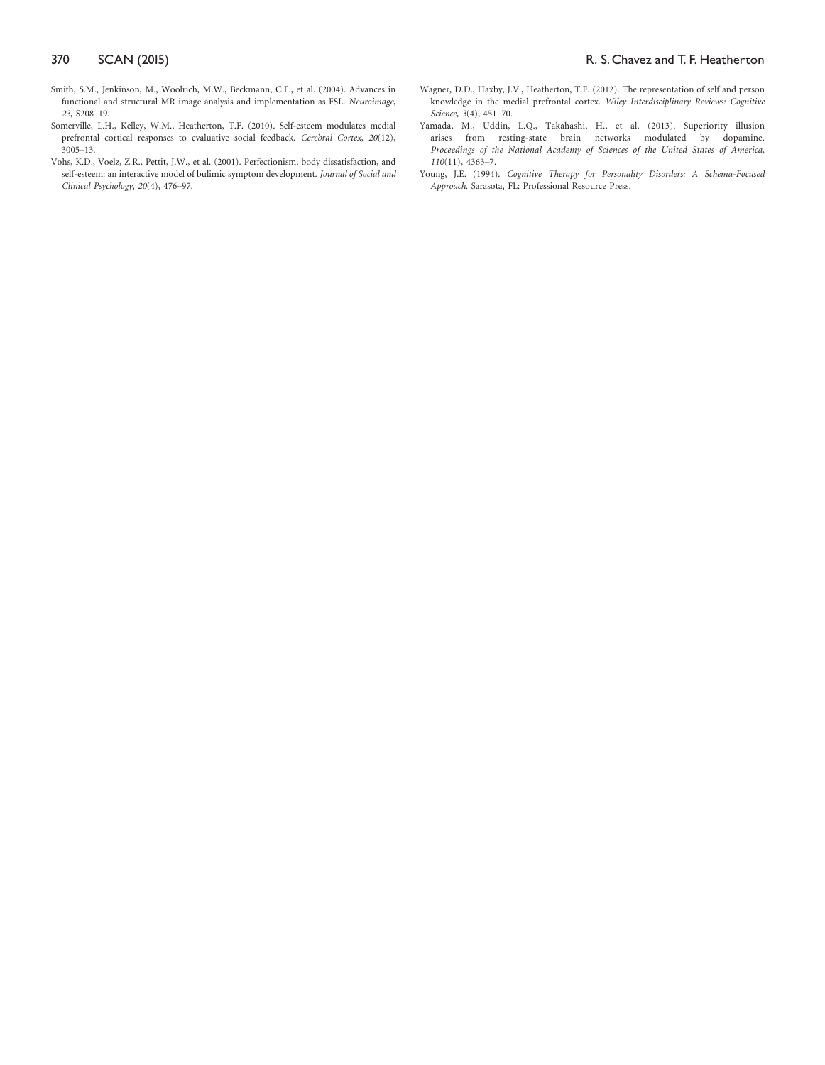Smith, S.M., Jenkinson, M., Woolrich, M.W., Beckmann, C.F., et al. (2004). Advances in functional and structural MR image analysis and implementation as FSL. *Neuroimage*, *23*, S208–19.

Somerville, L.H., Kelley, W.M., Heatherton, T.F. (2010). Self-esteem modulates medial prefrontal cortical responses to evaluative social feedback. *Cerebral Cortex*, *20*(12), 3005–13.

Vohs, K.D., Voelz, Z.R., Pettit, J.W., et al. (2001). Perfectionism, body dissatisfaction, and self-esteem: an interactive model of bulimic symptom development. *Journal of Social and Clinical Psychology*, *20*(4), 476–97.

Wagner, D.D., Haxby, J.V., Heatherton, T.F. (2012). The representation of self and person knowledge in the medial prefrontal cortex. *Wiley Interdisciplinary Reviews: Cognitive Science*, *3*(4), 451–70.

Yamada, M., Uddin, L.Q., Takahashi, H., et al. (2013). Superiority illusion arises from resting-state brain networks modulated by dopamine. *Proceedings of the National Academy of Sciences of the United States of America*, *110*(11), 4363–7.

Young, J.E. (1994). *Cognitive Therapy for Personality Disorders: A Schema-Focused Approach*. Sarasota, FL: Professional Resource Press.